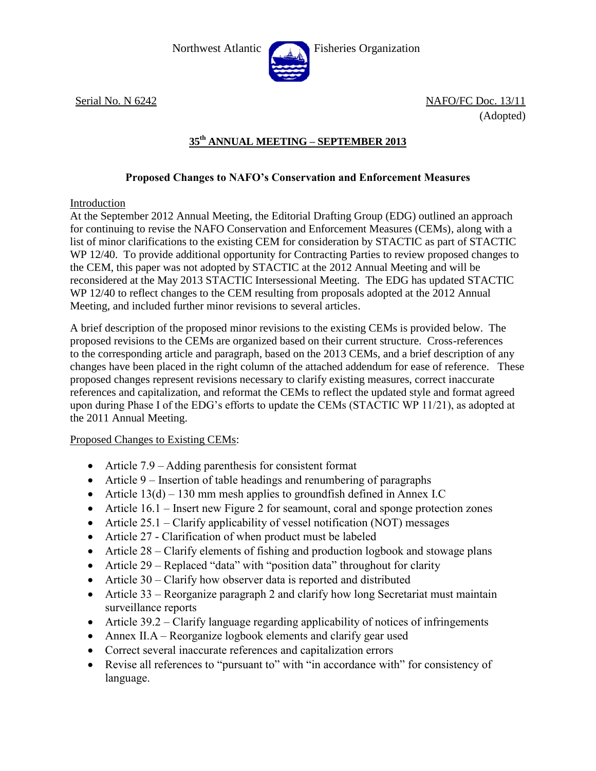Northwest Atlantic Fisheries Organization

Serial No. N 6242 NAFO/FC Doc. 13/11

(Adopted)

## 35th ANNUAL MEETING – SEPTEMBER 2013

### Proposed Changes to NAFO's Conservation and Enforcement Measures

Introduction

At the September 2012 Annual Meeting, the Editorial Drafting Group (EDG) outlined an approach for continuing to revise the NAFO Conservation and Enforcement Measures (CEMs), along with a list of minor clarifications to the existing CEM for consideration by STACTIC as part of STACTIC WP 12/40. To provide additional opportunity for Contracting Parties to review proposed changes to the CEM, this paper was not adopted by STACTIC at the 2012 Annual Meeting and will be reconsidered at the May 2013 STACTIC Intersessional Meeting. The EDG has updated STACTIC WP 12/40 to reflect changes to the CEM resulting from proposals adopted at the 2012 Annual Meeting, and included further minor revisions to several articles.

A brief description of the proposed minor revisions to the existing CEMs is provided below. The proposed revisions to the CEMs are organized based on their current structure. Cross-references to the corresponding article and paragraph, based on the 2013 CEMs, and a brief description of any changes have been placed in the right column of the attached addendum for ease of reference. These proposed changes represent revisions necessary to clarify existing measures, correct inaccurate references and capitalization, and reformat the CEMs to reflect the updated style and format agreed upon during Phase I of the EDG's efforts to update the CEMs (STACTIC WP 11/21), as adopted at the 2011 Annual Meeting.

Proposed Changes to Existing CEMs:

- Article 7.9 – Adding parenthesis for consistent format
- Article 9 – Insertion of table headings and renumbering of paragraphs
- Article 13(d) – 130 mm mesh applies to groundfish defined in Annex I.C
- Article 16.1 – Insert new Figure 2 for seamount, coral and sponge protection zones
- Article 25.1 – Clarify applicability of vessel notification (NOT) messages
- Article 27 - Clarification of when product must be labeled
- Article 28 – Clarify elements of fishing and production logbook and stowage plans
- Article 29 – Replaced "data" with "position data" throughout for clarity
- Article 30 – Clarify how observer data is reported and distributed
- Article 33 – Reorganize paragraph 2 and clarify how long Secretariat must maintain surveillance reports
- Article 39.2 – Clarify language regarding applicability of notices of infringements
- Annex II.A – Reorganize logbook elements and clarify gear used
- Correct several inaccurate references and capitalization errors
- Revise all references to "pursuant to" with "in accordance with" for consistency of language.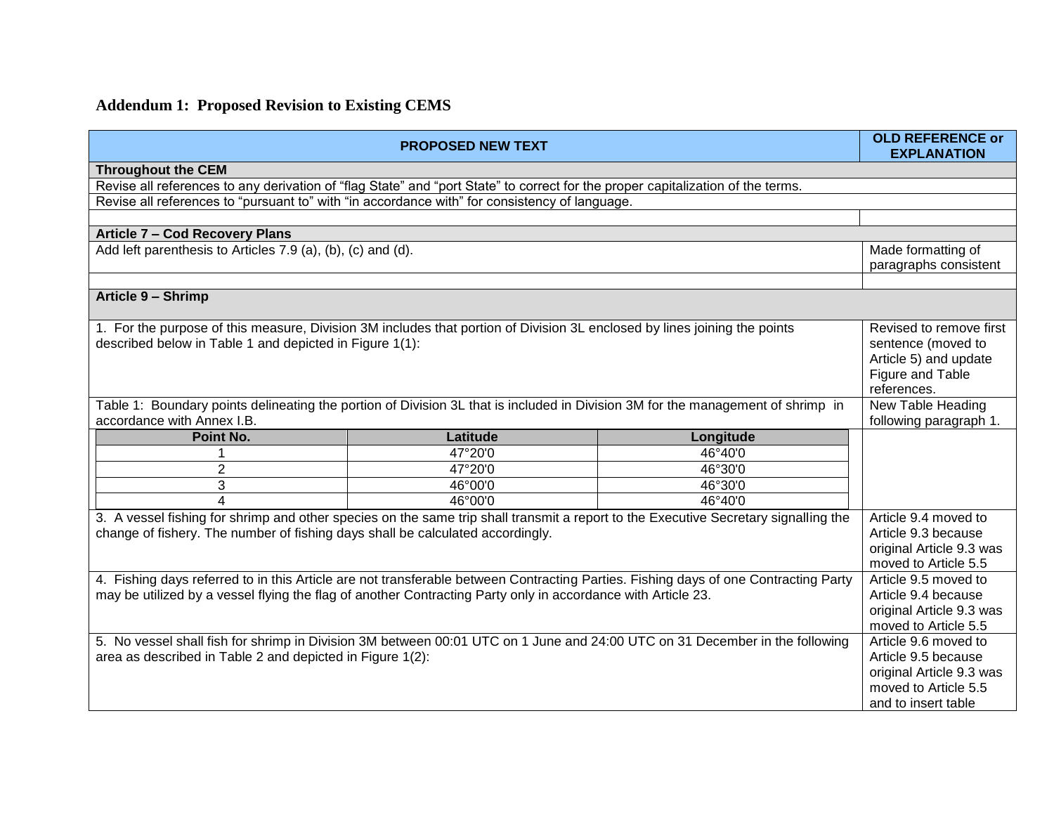## Addendum 1: Proposed Revision to Existing CEMS

| PROPOSED NEW TEXT | OLD REFERENCE or EXPLANATION |
|---|---|
| **Throughout the CEM** | |
| Revise all references to any derivation of "flag State" and "port State" to correct for the proper capitalization of the terms. | |
| Revise all references to "pursuant to" with "in accordance with" for consistency of language. | |
| | |
| **Article 7 – Cod Recovery Plans** | |
| Add left parenthesis to Articles 7.9 (a), (b), (c) and (d). | Made formatting of paragraphs consistent |
| | |
| **Article 9 – Shrimp** | |
| 1. For the purpose of this measure, Division 3M includes that portion of Division 3L enclosed by lines joining the points described below in Table 1 and depicted in Figure 1(1): | Revised to remove first sentence (moved to Article 5) and update Figure and Table references. |
| Table 1: Boundary points delineating the portion of Division 3L that is included in Division 3M for the management of shrimp in accordance with Annex I.B. | New Table Heading following paragraph 1. |
| 3. A vessel fishing for shrimp and other species on the same trip shall transmit a report to the Executive Secretary signalling the change of fishery. The number of fishing days shall be calculated accordingly. | Article 9.4 moved to Article 9.3 because original Article 9.3 was moved to Article 5.5 |
| 4. Fishing days referred to in this Article are not transferable between Contracting Parties. Fishing days of one Contracting Party may be utilized by a vessel flying the flag of another Contracting Party only in accordance with Article 23. | Article 9.5 moved to Article 9.4 because original Article 9.3 was moved to Article 5.5 |
| 5. No vessel shall fish for shrimp in Division 3M between 00:01 UTC on 1 June and 24:00 UTC on 31 December in the following area as described in Table 2 and depicted in Figure 1(2): | Article 9.6 moved to Article 9.5 because original Article 9.3 was moved to Article 5.5 and to insert table |

Table 1:

| Point No. | Latitude | Longitude |
|---|---|---|
| 1 | 47°20'0 | 46°40'0 |
| 2 | 47°20'0 | 46°30'0 |
| 3 | 46°00'0 | 46°30'0 |
| 4 | 46°00'0 | 46°40'0 |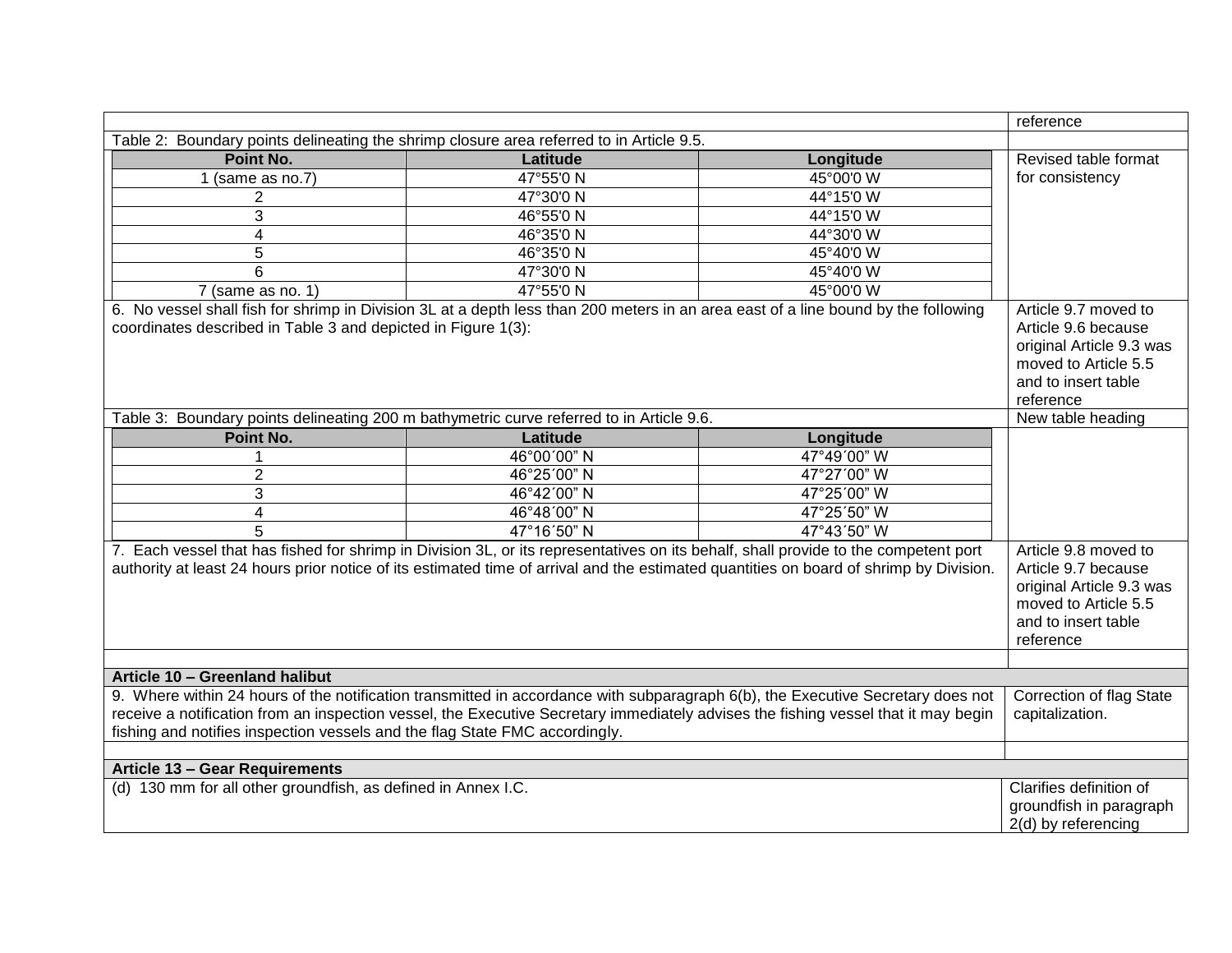| | reference |
|---|---|
| Table 2: Boundary points delineating the shrimp closure area referred to in Article 9.5. | |

| Point No. | Latitude | Longitude | |
|---|---|---|---|
| 1 (same as no.7) | 47°55'0 N | 45°00'0 W | Revised table format for consistency |
| 2 | 47°30'0 N | 44°15'0 W | |
| 3 | 46°55'0 N | 44°15'0 W | |
| 4 | 46°35'0 N | 44°30'0 W | |
| 5 | 46°35'0 N | 45°40'0 W | |
| 6 | 47°30'0 N | 45°40'0 W | |
| 7 (same as no. 1) | 47°55'0 N | 45°00'0 W | |

| | |
|---|---|
| 6. No vessel shall fish for shrimp in Division 3L at a depth less than 200 meters in an area east of a line bound by the following coordinates described in Table 3 and depicted in Figure 1(3): | Article 9.7 moved to Article 9.6 because original Article 9.3 was moved to Article 5.5 and to insert table reference |
| Table 3: Boundary points delineating 200 m bathymetric curve referred to in Article 9.6. | New table heading |

| Point No. | Latitude | Longitude | |
|---|---|---|---|
| 1 | 46°00´00" N | 47°49´00" W | |
| 2 | 46°25´00" N | 47°27´00" W | |
| 3 | 46°42´00" N | 47°25´00" W | |
| 4 | 46°48´00" N | 47°25´50" W | |
| 5 | 47°16´50" N | 47°43´50" W | |

| | |
|---|---|
| 7. Each vessel that has fished for shrimp in Division 3L, or its representatives on its behalf, shall provide to the competent port authority at least 24 hours prior notice of its estimated time of arrival and the estimated quantities on board of shrimp by Division. | Article 9.8 moved to Article 9.7 because original Article 9.3 was moved to Article 5.5 and to insert table reference |
| | |
| **Article 10 – Greenland halibut** | |
| 9. Where within 24 hours of the notification transmitted in accordance with subparagraph 6(b), the Executive Secretary does not receive a notification from an inspection vessel, the Executive Secretary immediately advises the fishing vessel that it may begin fishing and notifies inspection vessels and the flag State FMC accordingly. | Correction of flag State capitalization. |
| | |
| **Article 13 – Gear Requirements** | |
| (d) 130 mm for all other groundfish, as defined in Annex I.C. | Clarifies definition of groundfish in paragraph 2(d) by referencing |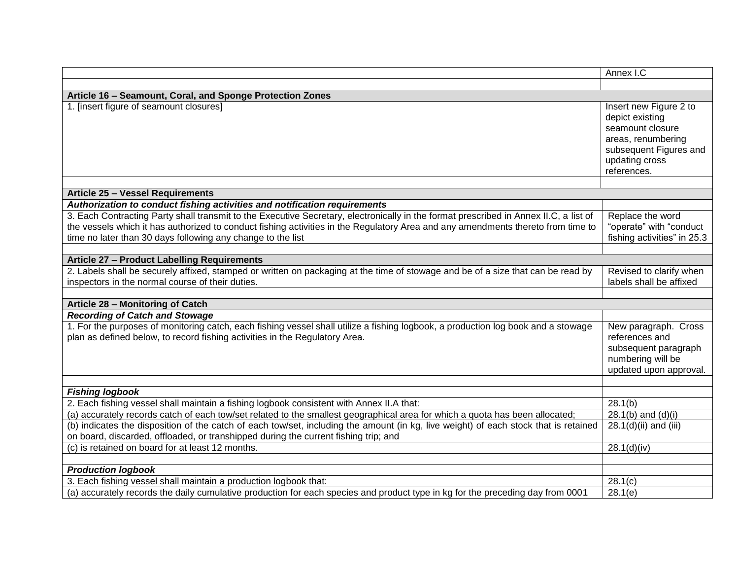| | |
|---|---|
| | Annex I.C |
| | |
| **Article 16 – Seamount, Coral, and Sponge Protection Zones** | |
| 1. [insert figure of seamount closures] | Insert new Figure 2 to depict existing seamount closure areas, renumbering subsequent Figures and updating cross references. |
| | |
| **Article 25 – Vessel Requirements** | |
| ***Authorization to conduct fishing activities and notification requirements*** | |
| 3. Each Contracting Party shall transmit to the Executive Secretary, electronically in the format prescribed in Annex II.C, a list of the vessels which it has authorized to conduct fishing activities in the Regulatory Area and any amendments thereto from time to time no later than 30 days following any change to the list | Replace the word "operate" with "conduct fishing activities" in 25.3 |
| | |
| **Article 27 – Product Labelling Requirements** | |
| 2. Labels shall be securely affixed, stamped or written on packaging at the time of stowage and be of a size that can be read by inspectors in the normal course of their duties. | Revised to clarify when labels shall be affixed |
| | |
| **Article 28 – Monitoring of Catch** | |
| ***Recording of Catch and Stowage*** | |
| 1. For the purposes of monitoring catch, each fishing vessel shall utilize a fishing logbook, a production log book and a stowage plan as defined below, to record fishing activities in the Regulatory Area. | New paragraph. Cross references and subsequent paragraph numbering will be updated upon approval. |
| | |
| ***Fishing logbook*** | |
| 2. Each fishing vessel shall maintain a fishing logbook consistent with Annex II.A that: | 28.1(b) |
| (a) accurately records catch of each tow/set related to the smallest geographical area for which a quota has been allocated; | 28.1(b) and (d)(i) |
| (b) indicates the disposition of the catch of each tow/set, including the amount (in kg, live weight) of each stock that is retained on board, discarded, offloaded, or transhipped during the current fishing trip; and | 28.1(d)(ii) and (iii) |
| (c) is retained on board for at least 12 months. | 28.1(d)(iv) |
| | |
| ***Production logbook*** | |
| 3. Each fishing vessel shall maintain a production logbook that: | 28.1(c) |
| (a) accurately records the daily cumulative production for each species and product type in kg for the preceding day from 0001 | 28.1(e) |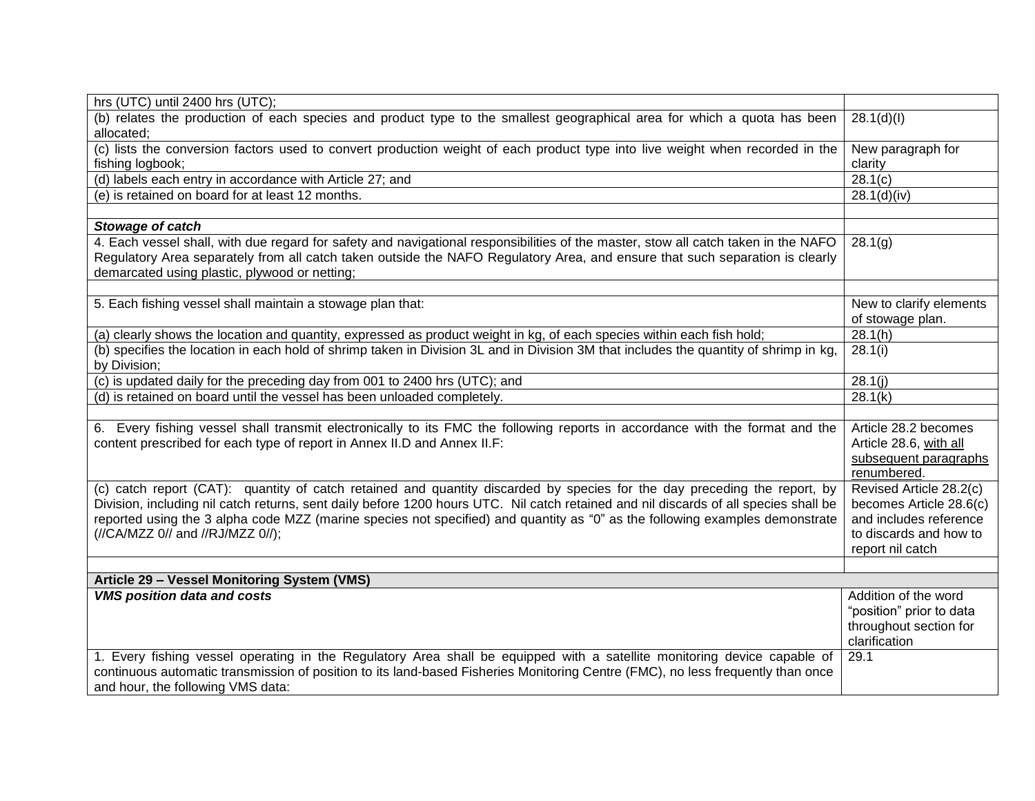| | |
|---|---|
| hrs (UTC) until 2400 hrs (UTC); | |
| (b) relates the production of each species and product type to the smallest geographical area for which a quota has been allocated; | 28.1(d)(I) |
| (c) lists the conversion factors used to convert production weight of each product type into live weight when recorded in the fishing logbook; | New paragraph for clarity |
| (d) labels each entry in accordance with Article 27; and | 28.1(c) |
| (e) is retained on board for at least 12 months. | 28.1(d)(iv) |
| | |
| ***Stowage of catch*** | |
| 4. Each vessel shall, with due regard for safety and navigational responsibilities of the master, stow all catch taken in the NAFO Regulatory Area separately from all catch taken outside the NAFO Regulatory Area, and ensure that such separation is clearly demarcated using plastic, plywood or netting; | 28.1(g) |
| | |
| 5. Each fishing vessel shall maintain a stowage plan that: | New to clarify elements of stowage plan. |
| (a) clearly shows the location and quantity, expressed as product weight in kg, of each species within each fish hold; | 28.1(h) |
| (b) specifies the location in each hold of shrimp taken in Division 3L and in Division 3M that includes the quantity of shrimp in kg, by Division; | 28.1(i) |
| (c) is updated daily for the preceding day from 001 to 2400 hrs (UTC); and | 28.1(j) |
| (d) is retained on board until the vessel has been unloaded completely. | 28.1(k) |
| | |
| 6. Every fishing vessel shall transmit electronically to its FMC the following reports in accordance with the format and the content prescribed for each type of report in Annex II.D and Annex II.F: | Article 28.2 becomes Article 28.6, <u>with all subsequent paragraphs renumbered</u>. |
| (c) catch report (CAT): quantity of catch retained and quantity discarded by species for the day preceding the report, by Division, including nil catch returns, sent daily before 1200 hours UTC. Nil catch retained and nil discards of all species shall be reported using the 3 alpha code MZZ (marine species not specified) and quantity as "0" as the following examples demonstrate (//CA/MZZ 0// and //RJ/MZZ 0//); | Revised Article 28.2(c) becomes Article 28.6(c) and includes reference to discards and how to report nil catch |
| | |
| **Article 29 – Vessel Monitoring System (VMS)** | |
| ***VMS position data and costs*** | Addition of the word "position" prior to data throughout section for clarification |
| 1. Every fishing vessel operating in the Regulatory Area shall be equipped with a satellite monitoring device capable of continuous automatic transmission of position to its land-based Fisheries Monitoring Centre (FMC), no less frequently than once and hour, the following VMS data: | 29.1 |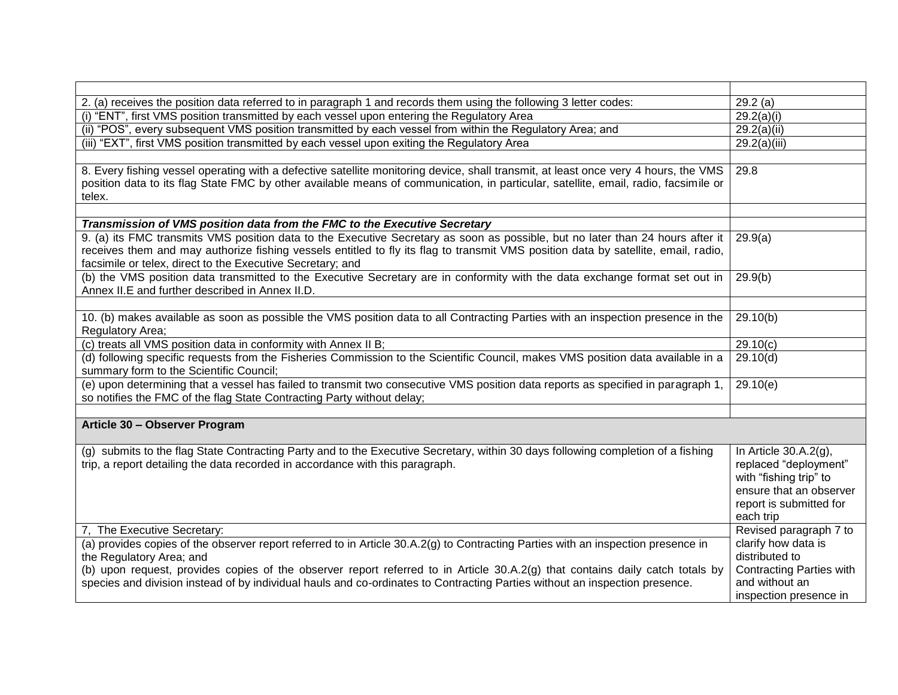| | |
|---|---|
| 2. (a) receives the position data referred to in paragraph 1 and records them using the following 3 letter codes: | 29.2 (a) |
| (i) "ENT", first VMS position transmitted by each vessel upon entering the Regulatory Area | 29.2(a)(i) |
| (ii) "POS", every subsequent VMS position transmitted by each vessel from within the Regulatory Area; and | 29.2(a)(ii) |
| (iii) "EXT", first VMS position transmitted by each vessel upon exiting the Regulatory Area | 29.2(a)(iii) |
| | |
| 8. Every fishing vessel operating with a defective satellite monitoring device, shall transmit, at least once very 4 hours, the VMS position data to its flag State FMC by other available means of communication, in particular, satellite, email, radio, facsimile or telex. | 29.8 |
| | |
| ***Transmission of VMS position data from the FMC to the Executive Secretary*** | |
| 9. (a) its FMC transmits VMS position data to the Executive Secretary as soon as possible, but no later than 24 hours after it receives them and may authorize fishing vessels entitled to fly its flag to transmit VMS position data by satellite, email, radio, facsimile or telex, direct to the Executive Secretary; and | 29.9(a) |
| (b) the VMS position data transmitted to the Executive Secretary are in conformity with the data exchange format set out in Annex II.E and further described in Annex II.D. | 29.9(b) |
| | |
| 10. (b) makes available as soon as possible the VMS position data to all Contracting Parties with an inspection presence in the Regulatory Area; | 29.10(b) |
| (c) treats all VMS position data in conformity with Annex II B; | 29.10(c) |
| (d) following specific requests from the Fisheries Commission to the Scientific Council, makes VMS position data available in a summary form to the Scientific Council; | 29.10(d) |
| (e) upon determining that a vessel has failed to transmit two consecutive VMS position data reports as specified in paragraph 1, so notifies the FMC of the flag State Contracting Party without delay; | 29.10(e) |
| | |
| **Article 30 – Observer Program** | |
| (g) submits to the flag State Contracting Party and to the Executive Secretary, within 30 days following completion of a fishing trip, a report detailing the data recorded in accordance with this paragraph. | In Article 30.A.2(g), replaced "deployment" with "fishing trip" to ensure that an observer report is submitted for each trip |
| 7, The Executive Secretary:<br>(a) provides copies of the observer report referred to in Article 30.A.2(g) to Contracting Parties with an inspection presence in the Regulatory Area; and<br>(b) upon request, provides copies of the observer report referred to in Article 30.A.2(g) that contains daily catch totals by species and division instead of by individual hauls and co-ordinates to Contracting Parties without an inspection presence. | Revised paragraph 7 to clarify how data is distributed to Contracting Parties with and without an inspection presence in |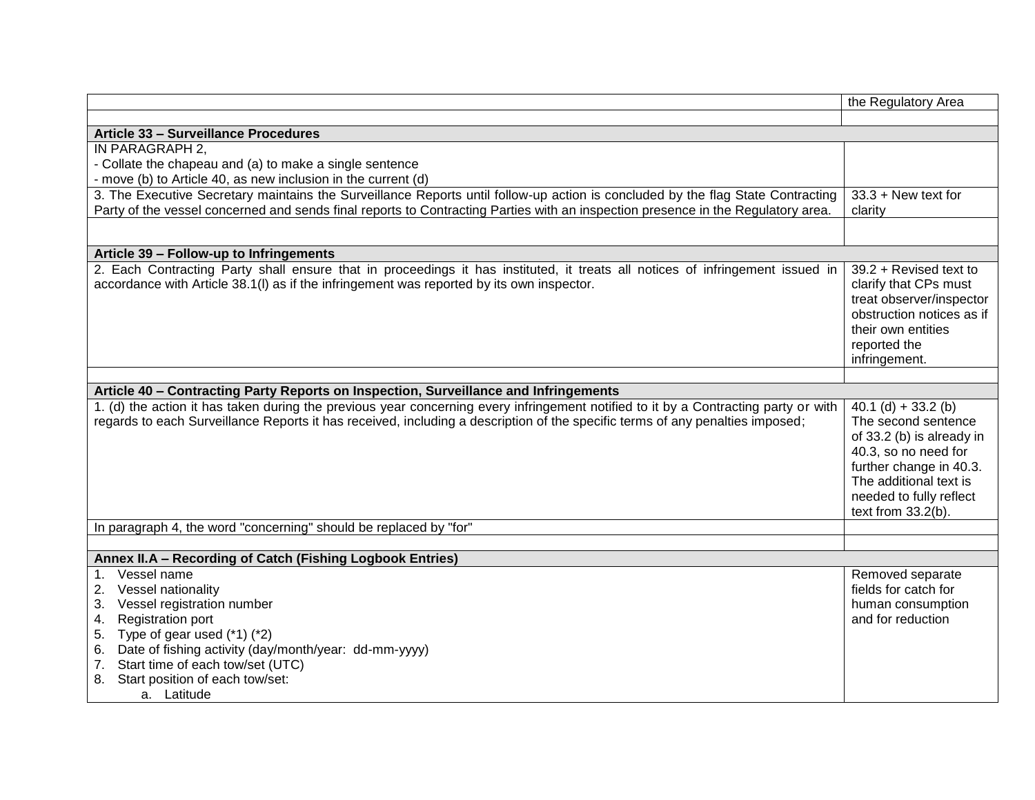| | |
|---|---|
| | the Regulatory Area |
| | |
| **Article 33 – Surveillance Procedures** | |
| IN PARAGRAPH 2,<br>- Collate the chapeau and (a) to make a single sentence<br>- move (b) to Article 40, as new inclusion in the current (d) | |
| 3. The Executive Secretary maintains the Surveillance Reports until follow-up action is concluded by the flag State Contracting Party of the vessel concerned and sends final reports to Contracting Parties with an inspection presence in the Regulatory area. | 33.3 + New text for clarity |
| | |
| **Article 39 – Follow-up to Infringements** | |
| 2. Each Contracting Party shall ensure that in proceedings it has instituted, it treats all notices of infringement issued in accordance with Article 38.1(l) as if the infringement was reported by its own inspector. | 39.2 + Revised text to clarify that CPs must treat observer/inspector obstruction notices as if their own entities reported the infringement. |
| | |
| **Article 40 – Contracting Party Reports on Inspection, Surveillance and Infringements** | |
| 1. (d) the action it has taken during the previous year concerning every infringement notified to it by a Contracting party or with regards to each Surveillance Reports it has received, including a description of the specific terms of any penalties imposed; | 40.1 (d) + 33.2 (b)<br>The second sentence of 33.2 (b) is already in 40.3, so no need for further change in 40.3. The additional text is needed to fully reflect text from 33.2(b). |
| In paragraph 4, the word "concerning" should be replaced by "for" | |
| | |
| **Annex II.A – Recording of Catch (Fishing Logbook Entries)** | |
| 1. Vessel name<br>2. Vessel nationality<br>3. Vessel registration number<br>4. Registration port<br>5. Type of gear used (*1) (*2)<br>6. Date of fishing activity (day/month/year: dd-mm-yyyy)<br>7. Start time of each tow/set (UTC)<br>8. Start position of each tow/set:<br>a. Latitude | Removed separate fields for catch for human consumption and for reduction |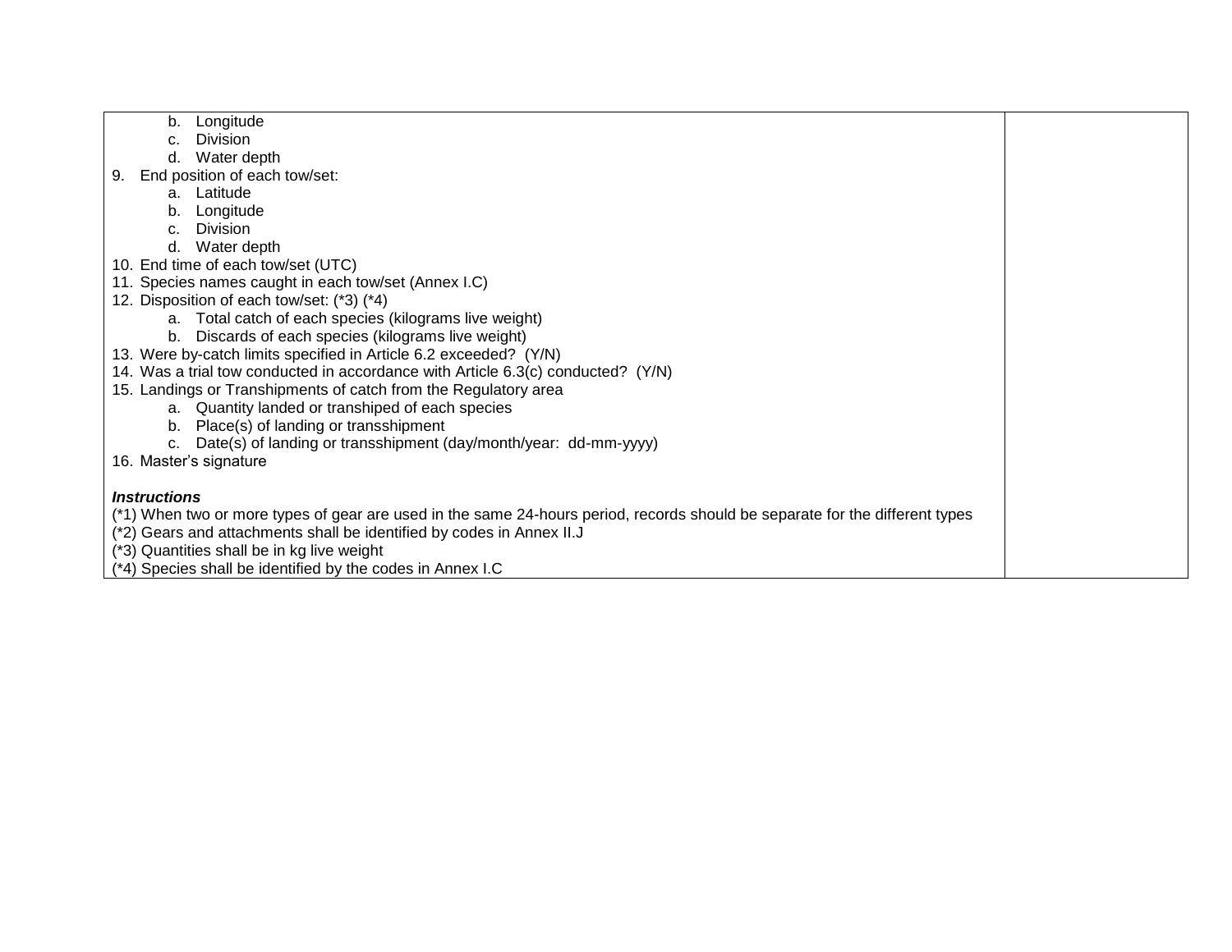| | |
|---|---|
| b. Longitude<br>c. Division<br>d. Water depth<br>9. End position of each tow/set:<br>a. Latitude<br>b. Longitude<br>c. Division<br>d. Water depth<br>10. End time of each tow/set (UTC)<br>11. Species names caught in each tow/set (Annex I.C)<br>12. Disposition of each tow/set: (*3) (*4)<br>a. Total catch of each species (kilograms live weight)<br>b. Discards of each species (kilograms live weight)<br>13. Were by-catch limits specified in Article 6.2 exceeded? (Y/N)<br>14. Was a trial tow conducted in accordance with Article 6.3(c) conducted? (Y/N)<br>15. Landings or Transhipments of catch from the Regulatory area<br>a. Quantity landed or transhiped of each species<br>b. Place(s) of landing or transshipment<br>c. Date(s) of landing or transshipment (day/month/year: dd-mm-yyyy)<br>16. Master's signature<br><br>***Instructions***<br>(*1) When two or more types of gear are used in the same 24-hours period, records should be separate for the different types<br>(*2) Gears and attachments shall be identified by codes in Annex II.J<br>(*3) Quantities shall be in kg live weight<br>(*4) Species shall be identified by the codes in Annex I.C | |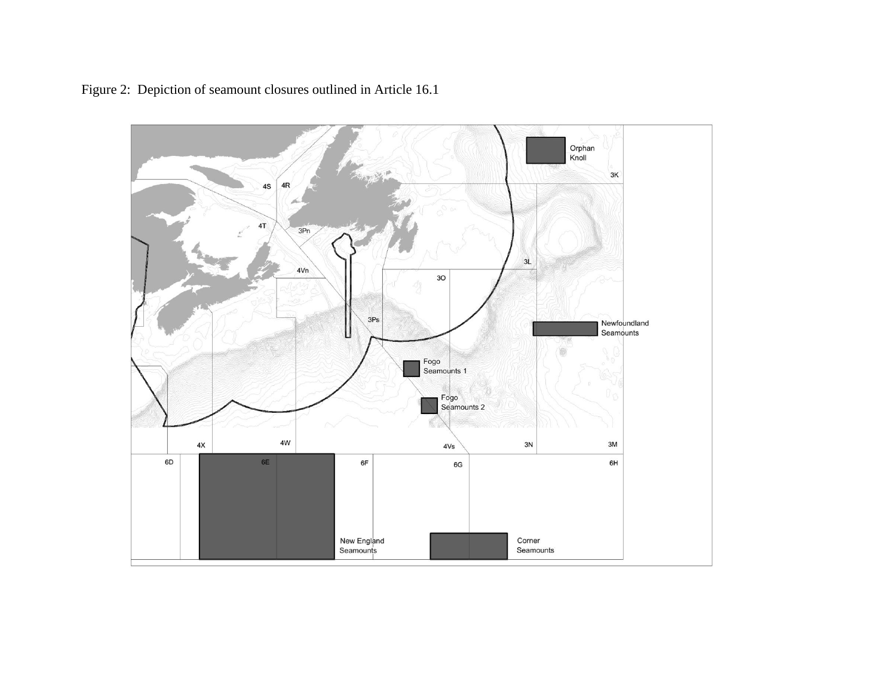Figure 2: Depiction of seamount closures outlined in Article 16.1

Orphan Knoll
3K
4S
4R
4T
3Pn
3L
4Vn
3O
3Ps
Newfoundland Seamounts
Fogo Seamounts 1
Fogo Seamounts 2
4X
4W
4Vs
3N
3M
6D
6E
6F
6G
6H
New England Seamounts
Corner Seamounts